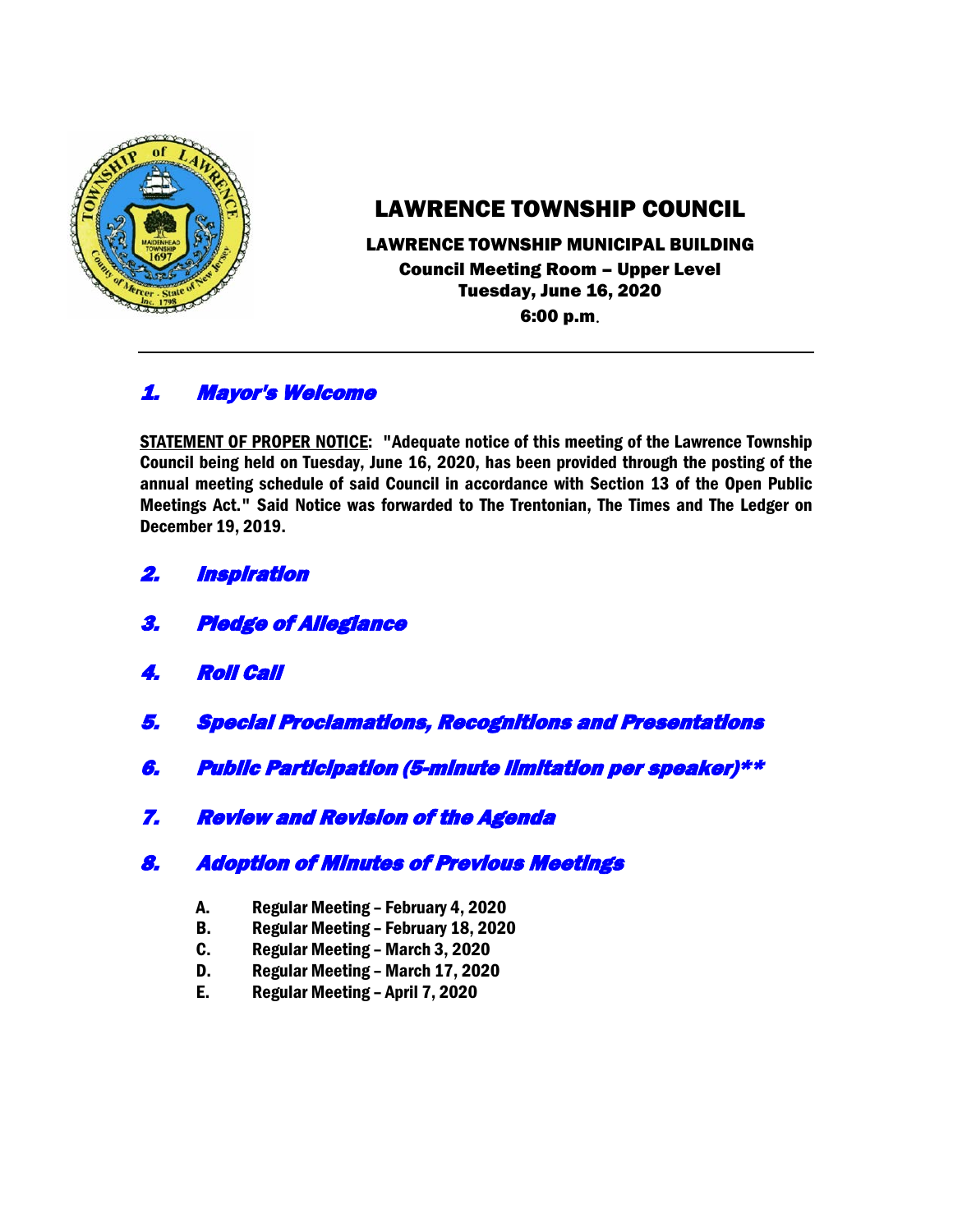# LAWRENCE TOWNSHIP COUNCIL

**LAWRENCE TOWNSHIP MUNICIPAL BUILDING**
**Council Meeting Room – Upper Level**
**Tuesday, June 16, 2020**
**6:00 p.m.**

---

## *1. Mayor's Welcome*

**STATEMENT OF PROPER NOTICE: "Adequate notice of this meeting of the Lawrence Township Council being held on Tuesday, June 16, 2020, has been provided through the posting of the annual meeting schedule of said Council in accordance with Section 13 of the Open Public Meetings Act." Said Notice was forwarded to The Trentonian, The Times and The Ledger on December 19, 2019.**

## *2. Inspiration*

## *3. Pledge of Allegiance*

## *4. Roll Call*

## *5. Special Proclamations, Recognitions and Presentations*

## *6. Public Participation (5-minute limitation per speaker)***

## *7. Review and Revision of the Agenda*

## *8. Adoption of Minutes of Previous Meetings*

- **A. Regular Meeting – February 4, 2020**
- **B. Regular Meeting – February 18, 2020**
- **C. Regular Meeting – March 3, 2020**
- **D. Regular Meeting – March 17, 2020**
- **E. Regular Meeting – April 7, 2020**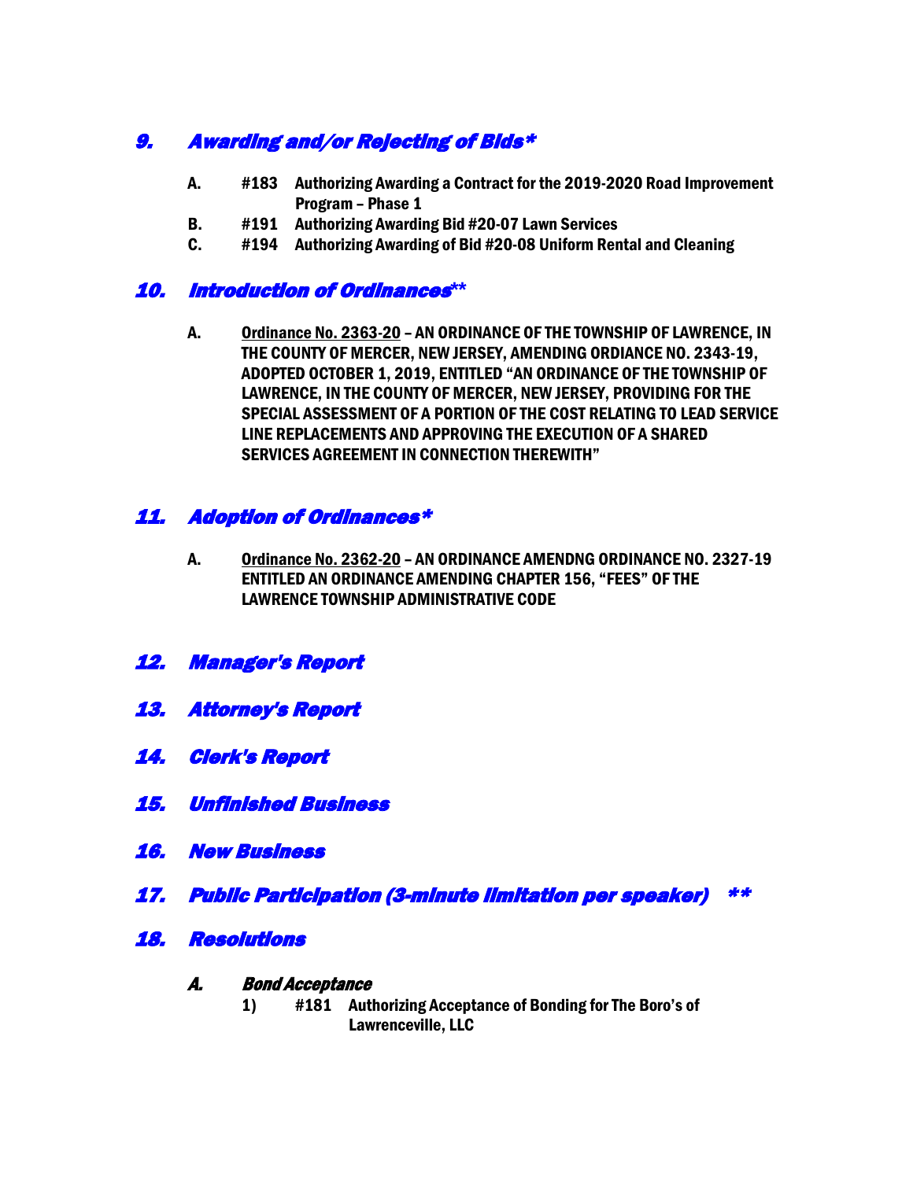## *9. Awarding and/or Rejecting of Bids**

- **A. #183 Authorizing Awarding a Contract for the 2019-2020 Road Improvement Program – Phase 1**
- **B. #191 Authorizing Bid #20-07 Lawn Services**
- **C. #194 Authorizing Awarding of Bid #20-08 Uniform Rental and Cleaning**

## *10. Introduction of Ordinances***

- **A.** **<u>Ordinance No. 2363-20</u> – AN ORDINANCE OF THE TOWNSHIP OF LAWRENCE, IN THE COUNTY OF MERCER, NEW JERSEY, AMENDING ORDIANCE NO. 2343-19, ADOPTED OCTOBER 1, 2019, ENTITLED "AN ORDINANCE OF THE TOWNSHIP OF LAWRENCE, IN THE COUNTY OF MERCER, NEW JERSEY, PROVIDING FOR THE SPECIAL ASSESSMENT OF A PORTION OF THE COST RELATING TO LEAD SERVICE LINE REPLACEMENTS AND APPROVING THE EXECUTION OF A SHARED SERVICES AGREEMENT IN CONNECTION THEREWITH"**

## *11. Adoption of Ordinances**

- **A.** **<u>Ordinance No. 2362-20</u> – AN ORDINANCE AMENDNG ORDINANCE NO. 2327-19 ENTITLED AN ORDINANCE AMENDING CHAPTER 156, "FEES" OF THE LAWRENCE TOWNSHIP ADMINISTRATIVE CODE**

## *12. Manager's Report*

## *13. Attorney's Report*

## *14. Clerk's Report*

## *15. Unfinished Business*

## *16. New Business*

## *17. Public Participation (3-minute limitation per speaker) ***

## *18. Resolutions*

### *A. Bond Acceptance*

1) **#181 Authorizing Acceptance of Bonding for The Boro's of Lawrenceville, LLC**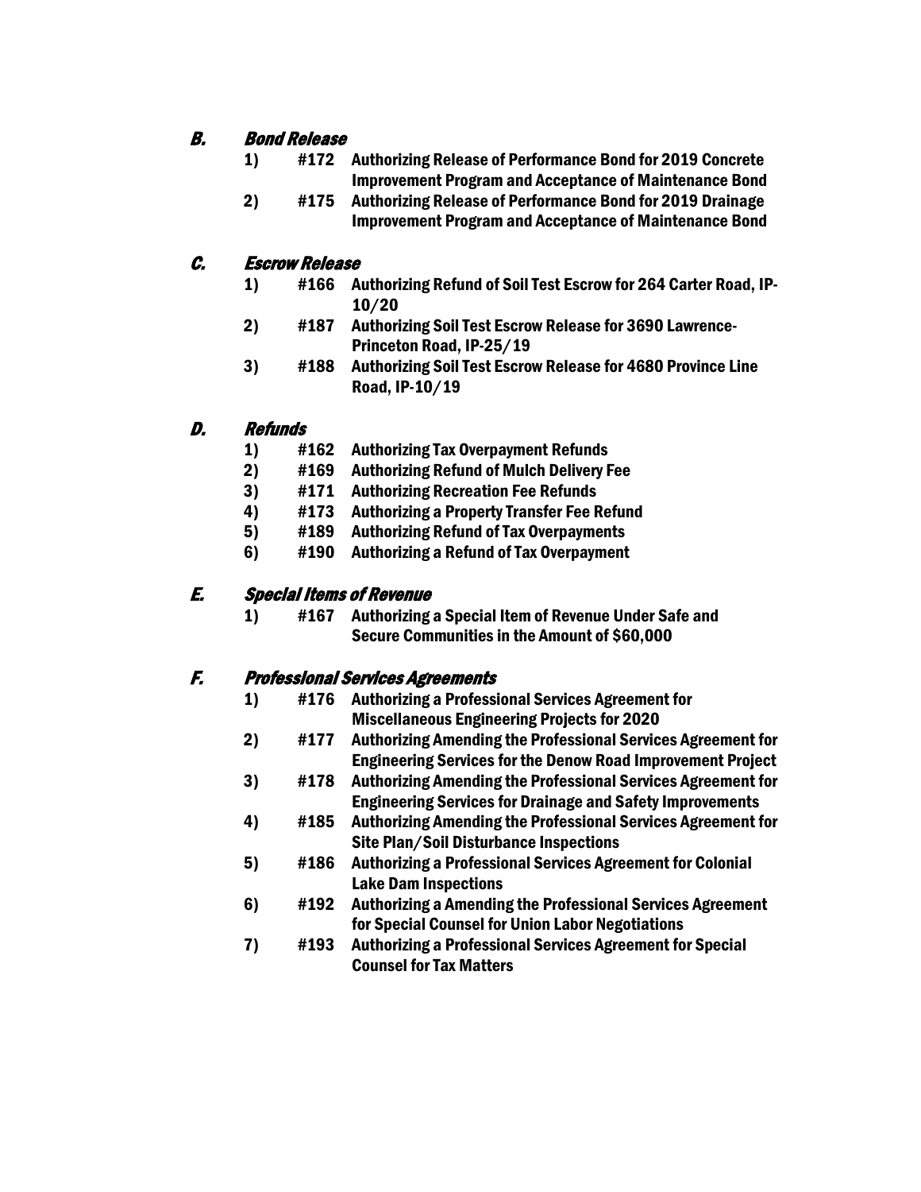### *B. Bond Release*

1) **#172 Authorizing Release of Performance Bond for 2019 Concrete Improvement Program and Acceptance of Maintenance Bond**
2) **#175 Authorizing Release of Performance Bond for 2019 Drainage Improvement Program and Acceptance of Maintenance Bond**

### *C. Escrow Release*

1) **#166 Authorizing Refund of Soil Test Escrow for 264 Carter Road, IP-10/20**
2) **#187 Authorizing Soil Test Escrow Release for 3690 Lawrence-Princeton Road, IP-25/19**
3) **#188 Authorizing Soil Test Escrow Release for 4680 Province Line Road, IP-10/19**

### *D. Refunds*

1) **#162 Authorizing Tax Overpayment Refunds**
2) **#169 Authorizing Refund of Mulch Delivery Fee**
3) **#171 Authorizing Recreation Fee Refunds**
4) **#173 Authorizing a Property Transfer Fee Refund**
5) **#189 Authorizing Refund of Tax Overpayments**
6) **#190 Authorizing a Refund of Tax Overpayment**

### *E. Special Items of Revenue*

1) **#167 Authorizing a Special Item of Revenue Under Safe and Secure Communities in the Amount of $60,000**

### *F. Professional Services Agreements*

1) **#176 Authorizing a Professional Services Agreement for Miscellaneous Engineering Projects for 2020**
2) **#177 Authorizing Amending the Professional Services Agreement for Engineering Services for the Denow Road Improvement Project**
3) **#178 Authorizing Amending the Professional Services Agreement for Engineering Services for Drainage and Safety Improvements**
4) **#185 Authorizing Amending the Professional Services Agreement for Site Plan/Soil Disturbance Inspections**
5) **#186 Authorizing a Professional Services Agreement for Colonial Lake Dam Inspections**
6) **#192 Authorizing a Amending the Professional Services Agreement for Special Counsel for Union Labor Negotiations**
7) **#193 Authorizing a Professional Services Agreement for Special Counsel for Tax Matters**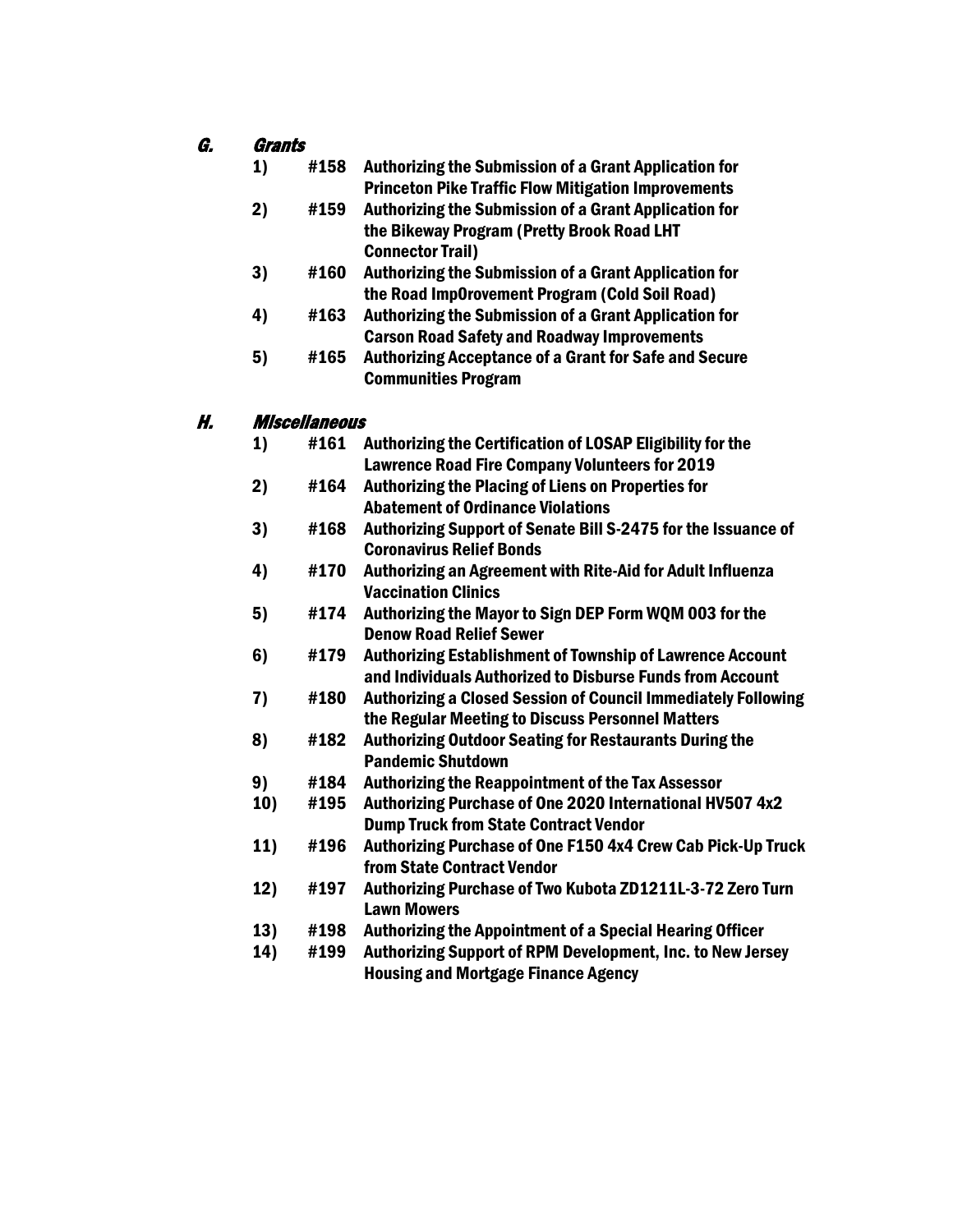## G. *Grants*

1) #158 Authorizing the Submission of a Grant Application for Princeton Pike Traffic Flow Mitigation Improvements
2) #159 Authorizing the Submission of a Grant Application for the Bikeway Program (Pretty Brook Road LHT Connector Trail)
3) #160 Authorizing the Submission of a Grant Application for the Road ImpOrovement Program (Cold Soil Road)
4) #163 Authorizing the Submission of a Grant Application for Carson Road Safety and Roadway Improvements
5) #165 Authorizing Acceptance of a Grant for Safe and Secure Communities Program

## H. *Miscellaneous*

1) #161 Authorizing the Certification of LOSAP Eligibility for the Lawrence Road Fire Company Volunteers for 2019
2) #164 Authorizing the Placing of Liens on Properties for Abatement of Ordinance Violations
3) #168 Authorizing Support of Senate Bill S-2475 for the Issuance of Coronavirus Relief Bonds
4) #170 Authorizing an Agreement with Rite-Aid for Adult Influenza Vaccination Clinics
5) #174 Authorizing the Mayor to Sign DEP Form WQM 003 for the Denow Road Relief Sewer
6) #179 Authorizing Establishment of Township of Lawrence Account and Individuals Authorized to Disburse Funds from Account
7) #180 Authorizing a Closed Session of Council Immediately Following the Regular Meeting to Discuss Personnel Matters
8) #182 Authorizing Outdoor Seating for Restaurants During the Pandemic Shutdown
9) #184 Authorizing the Reappointment of the Tax Assessor
10) #195 Authorizing Purchase of One 2020 International HV507 4x2 Dump Truck from State Contract Vendor
11) #196 Authorizing Purchase of One F150 4x4 Crew Cab Pick-Up Truck from State Contract Vendor
12) #197 Authorizing Purchase of Two Kubota ZD1211L-3-72 Zero Turn Lawn Mowers
13) #198 Authorizing the Appointment of a Special Hearing Officer
14) #199 Authorizing Support of RPM Development, Inc. to New Jersey Housing and Mortgage Finance Agency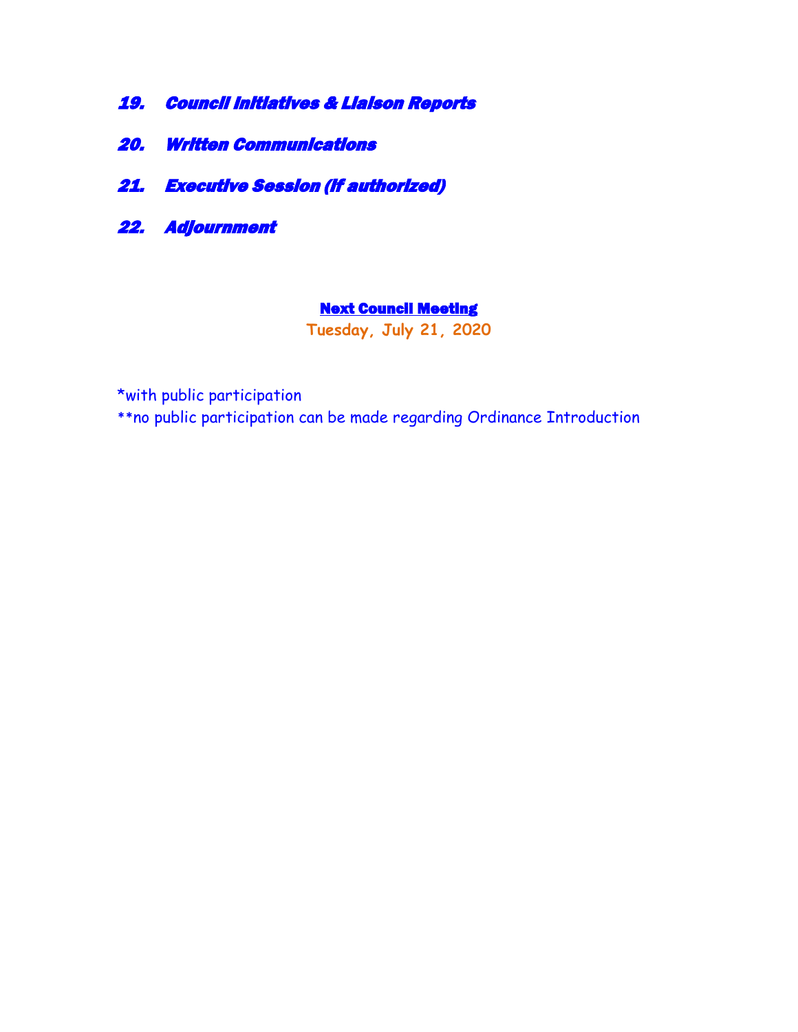***19. Council Initiatives & Liaison Reports***

***20. Written Communications***

***21. Executive Session (if authorized)***

***22. Adjournment***

**Next Council Meeting**

**Tuesday, July 21, 2020**

*with public participation

**no public participation can be made regarding Ordinance Introduction